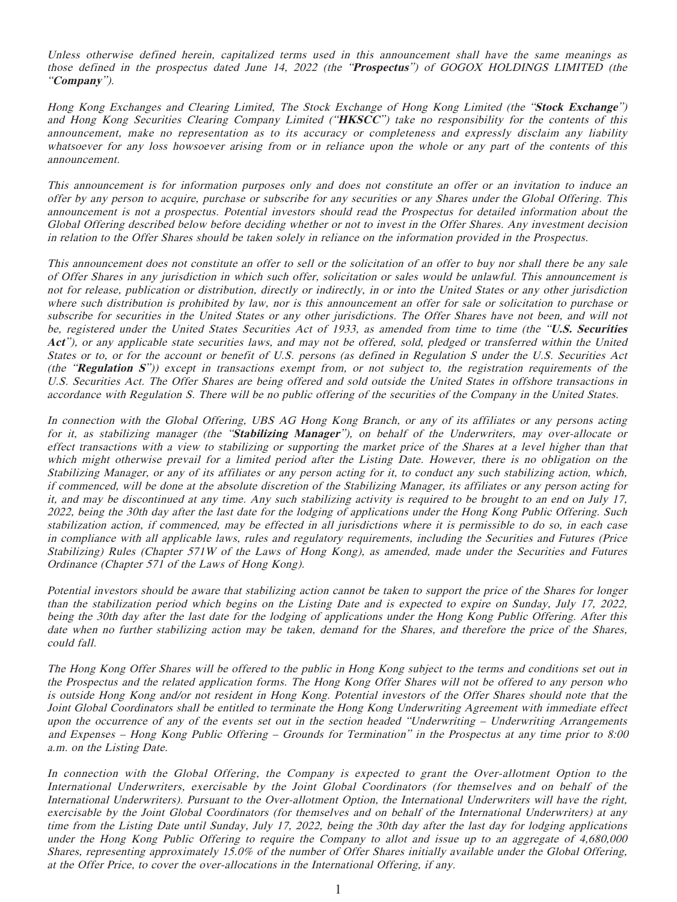*Unless otherwise defined herein, capitalized terms used in this announcement shall have the same meanings as those defined in the prospectus dated June 14, 2022 (the "**Prospectus**") of GOGOX HOLDINGS LIMITED (the "**Company**").*

*Hong Kong Exchanges and Clearing Limited, The Stock Exchange of Hong Kong Limited (the "**Stock Exchange**") and Hong Kong Securities Clearing Company Limited ("**HKSCC**") take no responsibility for the contents of this announcement, make no representation as to its accuracy or completeness and expressly disclaim any liability whatsoever for any loss howsoever arising from or in reliance upon the whole or any part of the contents of this announcement.*

*This announcement is for information purposes only and does not constitute an offer or an invitation to induce an offer by any person to acquire, purchase or subscribe for any securities or any Shares under the Global Offering. This announcement is not a prospectus. Potential investors should read the Prospectus for detailed information about the Global Offering described below before deciding whether or not to invest in the Offer Shares. Any investment decision in relation to the Offer Shares should be taken solely in reliance on the information provided in the Prospectus.*

*This announcement does not constitute an offer to sell or the solicitation of an offer to buy nor shall there be any sale of Offer Shares in any jurisdiction in which such offer, solicitation or sales would be unlawful. This announcement is not for release, publication or distribution, directly or indirectly, in or into the United States or any other jurisdiction where such distribution is prohibited by law, nor is this announcement an offer for sale or solicitation to purchase or subscribe for securities in the United States or any other jurisdictions. The Offer Shares have not been, and will not be, registered under the United States Securities Act of 1933, as amended from time to time (the "**U.S. Securities Act**"), or any applicable state securities laws, and may not be offered, sold, pledged or transferred within the United States or to, or for the account or benefit of U.S. persons (as defined in Regulation S under the U.S. Securities Act (the "**Regulation S**")) except in transactions exempt from, or not subject to, the registration requirements of the U.S. Securities Act. The Offer Shares are being offered and sold outside the United States in offshore transactions in accordance with Regulation S. There will be no public offering of the securities of the Company in the United States.*

*In connection with the Global Offering, UBS AG Hong Kong Branch, or any of its affiliates or any persons acting for it, as stabilizing manager (the "**Stabilizing Manager**"), on behalf of the Underwriters, may over-allocate or effect transactions with a view to stabilizing or supporting the market price of the Shares at a level higher than that which might otherwise prevail for a limited period after the Listing Date. However, there is no obligation on the Stabilizing Manager, or any of its affiliates or any person acting for it, to conduct any such stabilizing action, which, if commenced, will be done at the absolute discretion of the Stabilizing Manager, its affiliates or any person acting for it, and may be discontinued at any time. Any such stabilizing activity is required to be brought to an end on July 17, 2022, being the 30th day after the last date for the lodging of applications under the Hong Kong Public Offering. Such stabilization action, if commenced, may be effected in all jurisdictions where it is permissible to do so, in each case in compliance with all applicable laws, rules and regulatory requirements, including the Securities and Futures (Price Stabilizing) Rules (Chapter 571W of the Laws of Hong Kong), as amended, made under the Securities and Futures Ordinance (Chapter 571 of the Laws of Hong Kong).*

*Potential investors should be aware that stabilizing action cannot be taken to support the price of the Shares for longer than the stabilization period which begins on the Listing Date and is expected to expire on Sunday, July 17, 2022, being the 30th day after the last date for the lodging of applications under the Hong Kong Public Offering. After this date when no further stabilizing action may be taken, demand for the Shares, and therefore the price of the Shares, could fall.*

*The Hong Kong Offer Shares will be offered to the public in Hong Kong subject to the terms and conditions set out in the Prospectus and the related application forms. The Hong Kong Offer Shares will not be offered to any person who is outside Hong Kong and/or not resident in Hong Kong. Potential investors of the Offer Shares should note that the Joint Global Coordinators shall be entitled to terminate the Hong Kong Underwriting Agreement with immediate effect upon the occurrence of any of the events set out in the section headed "Underwriting – Underwriting Arrangements and Expenses – Hong Kong Public Offering – Grounds for Termination" in the Prospectus at any time prior to 8:00 a.m. on the Listing Date.*

*In connection with the Global Offering, the Company is expected to grant the Over-allotment Option to the International Underwriters, exercisable by the Joint Global Coordinators (for themselves and on behalf of the International Underwriters). Pursuant to the Over-allotment Option, the International Underwriters will have the right, exercisable by the Joint Global Coordinators (for themselves and on behalf of the International Underwriters) at any time from the Listing Date until Sunday, July 17, 2022, being the 30th day after the last day for lodging applications under the Hong Kong Public Offering to require the Company to allot and issue up to an aggregate of 4,680,000 Shares, representing approximately 15.0% of the number of Offer Shares initially available under the Global Offering, at the Offer Price, to cover the over-allocations in the International Offering, if any.*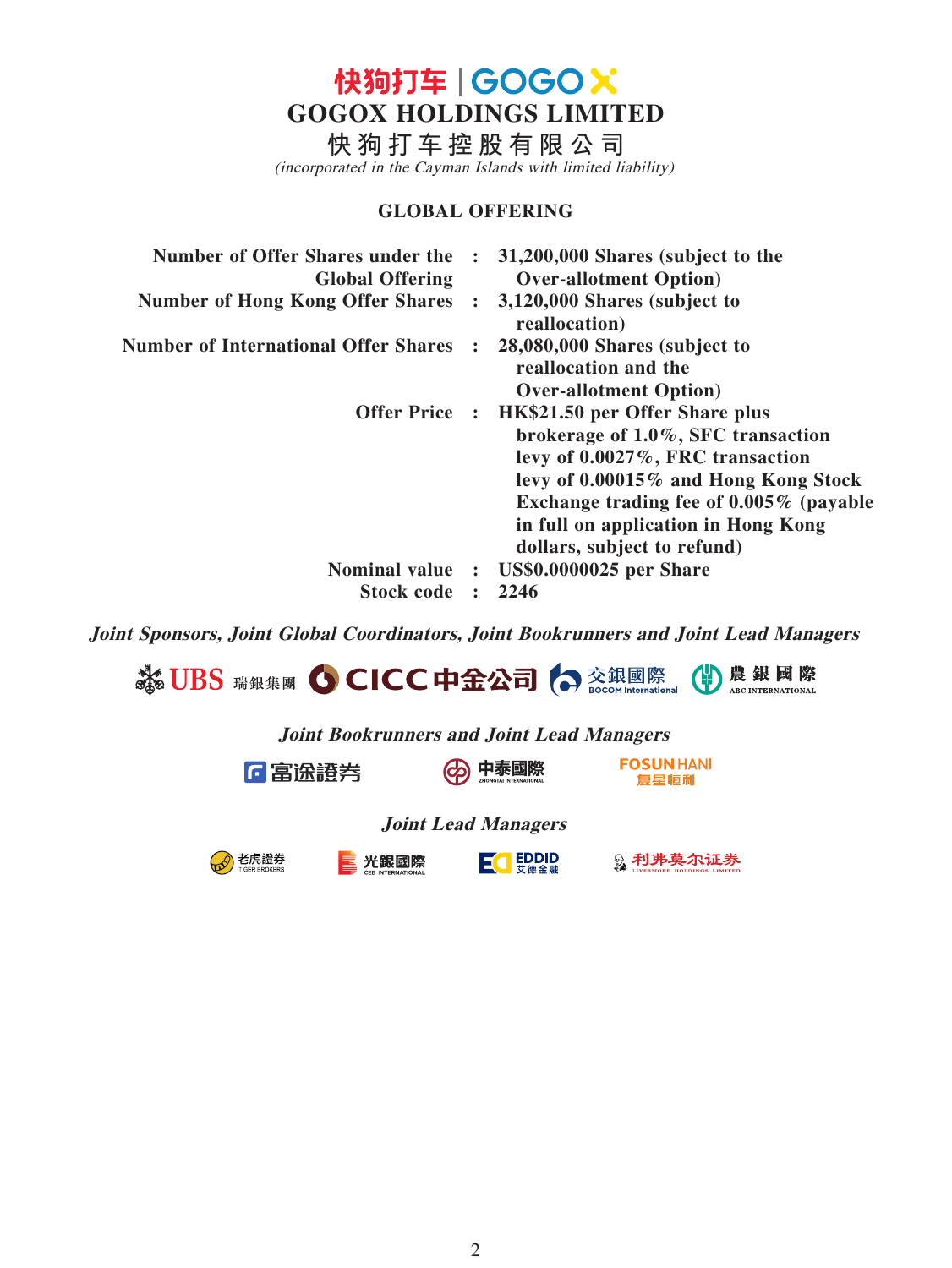快狗打车 | GOGOX

# GOGOX HOLDINGS LIMITED

# 快狗打车控股有限公司

*(incorporated in the Cayman Islands with limited liability)*

## GLOBAL OFFERING

| | | |
|---|---|---|
| **Number of Offer Shares under the Global Offering** | **:** | **31,200,000 Shares (subject to the Over-allotment Option)** |
| **Number of Hong Kong Offer Shares** | **:** | **3,120,000 Shares (subject to reallocation)** |
| **Number of International Offer Shares** | **:** | **28,080,000 Shares (subject to reallocation and the Over-allotment Option)** |
| **Offer Price** | **:** | **HK$21.50 per Offer Share plus brokerage of 1.0%, SFC transaction levy of 0.0027%, FRC transaction levy of 0.00015% and Hong Kong Stock Exchange trading fee of 0.005% (payable in full on application in Hong Kong dollars, subject to refund)** |
| **Nominal value** | **:** | **US$0.0000025 per Share** |
| **Stock code** | **:** | **2246** |

***Joint Sponsors, Joint Global Coordinators, Joint Bookrunners and Joint Lead Managers***

UBS 瑞銀集團 | CICC 中金公司 | 交銀國際 BOCOM International | 農銀國際 ABC INTERNATIONAL

***Joint Bookrunners and Joint Lead Managers***

富途證券 | 中泰國際 ZHONGTAI INTERNATIONAL | FOSUN HANI 复星恒利

***Joint Lead Managers***

老虎證券 TIGER BROKERS | 光銀國際 CEB INTERNATIONAL | EDDID 艾德金融 | 利弗莫尔证券 LIVERMORE HOLDINGS LIMITED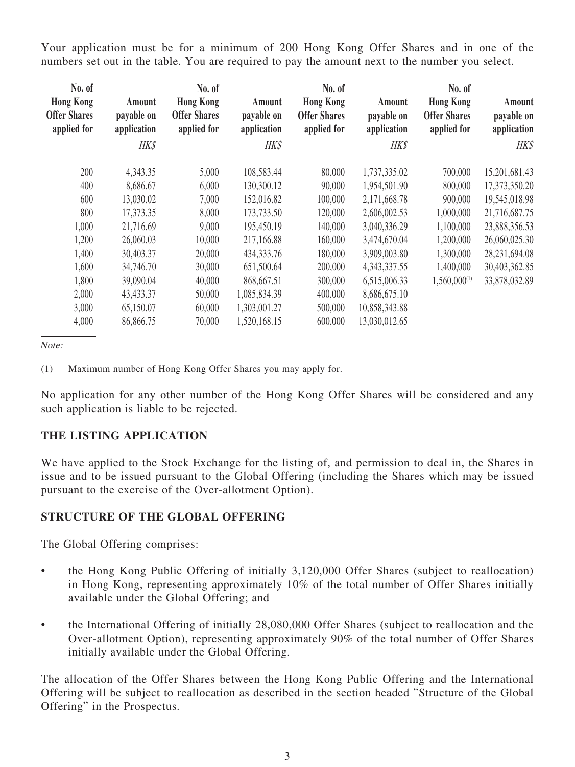Your application must be for a minimum of 200 Hong Kong Offer Shares and in one of the numbers set out in the table. You are required to pay the amount next to the number you select.

| No. of Hong Kong Offer Shares applied for | Amount payable on application | No. of Hong Kong Offer Shares applied for | Amount payable on application | No. of Hong Kong Offer Shares applied for | Amount payable on application | No. of Hong Kong Offer Shares applied for | Amount payable on application |
|---|---|---|---|---|---|---|---|
| | HK$ | | HK$ | | HK$ | | HK$ |
| 200 | 4,343.35 | 5,000 | 108,583.44 | 80,000 | 1,737,335.02 | 700,000 | 15,201,681.43 |
| 400 | 8,686.67 | 6,000 | 130,300.12 | 90,000 | 1,954,501.90 | 800,000 | 17,373,350.20 |
| 600 | 13,030.02 | 7,000 | 152,016.82 | 100,000 | 2,171,668.78 | 900,000 | 19,545,018.98 |
| 800 | 17,373.35 | 8,000 | 173,733.50 | 120,000 | 2,606,002.53 | 1,000,000 | 21,716,687.75 |
| 1,000 | 21,716.69 | 9,000 | 195,450.19 | 140,000 | 3,040,336.29 | 1,100,000 | 23,888,356.53 |
| 1,200 | 26,060.03 | 10,000 | 217,166.88 | 160,000 | 3,474,670.04 | 1,200,000 | 26,060,025.30 |
| 1,400 | 30,403.37 | 20,000 | 434,333.76 | 180,000 | 3,909,003.80 | 1,300,000 | 28,231,694.08 |
| 1,600 | 34,746.70 | 30,000 | 651,500.64 | 200,000 | 4,343,337.55 | 1,400,000 | 30,403,362.85 |
| 1,800 | 39,090.04 | 40,000 | 868,667.51 | 300,000 | 6,515,006.33 | 1,560,000[(1)] | 33,878,032.89 |
| 2,000 | 43,433.37 | 50,000 | 1,085,834.39 | 400,000 | 8,686,675.10 | | |
| 3,000 | 65,150.07 | 60,000 | 1,303,001.27 | 500,000 | 10,858,343.88 | | |
| 4,000 | 86,866.75 | 70,000 | 1,520,168.15 | 600,000 | 13,030,012.65 | | |

*Note:*

(1) Maximum number of Hong Kong Offer Shares you may apply for.

No application for any other number of the Hong Kong Offer Shares will be considered and any such application is liable to be rejected.

## THE LISTING APPLICATION

We have applied to the Stock Exchange for the listing of, and permission to deal in, the Shares in issue and to be issued pursuant to the Global Offering (including the Shares which may be issued pursuant to the exercise of the Over-allotment Option).

## STRUCTURE OF THE GLOBAL OFFERING

The Global Offering comprises:

- the Hong Kong Public Offering of initially 3,120,000 Offer Shares (subject to reallocation) in Hong Kong, representing approximately 10% of the total number of Offer Shares initially available under the Global Offering; and
- the International Offering of initially 28,080,000 Offer Shares (subject to reallocation and the Over-allotment Option), representing approximately 90% of the total number of Offer Shares initially available under the Global Offering.

The allocation of the Offer Shares between the Hong Kong Public Offering and the International Offering will be subject to reallocation as described in the section headed "Structure of the Global Offering" in the Prospectus.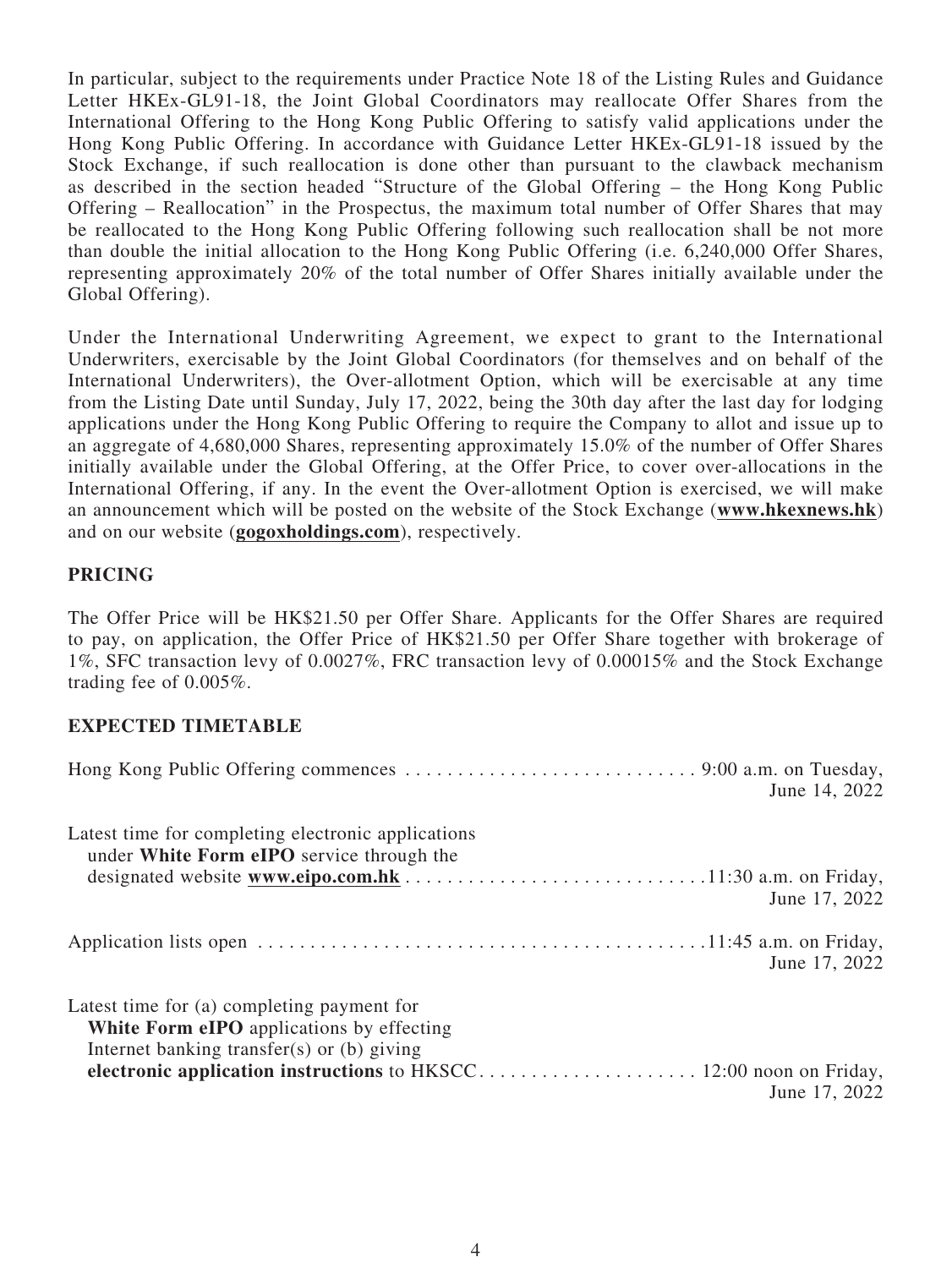In particular, subject to the requirements under Practice Note 18 of the Listing Rules and Guidance Letter HKEx-GL91-18, the Joint Global Coordinators may reallocate Offer Shares from the International Offering to the Hong Kong Public Offering to satisfy valid applications under the Hong Kong Public Offering. In accordance with Guidance Letter HKEx-GL91-18 issued by the Stock Exchange, if such reallocation is done other than pursuant to the clawback mechanism as described in the section headed "Structure of the Global Offering – the Hong Kong Public Offering – Reallocation" in the Prospectus, the maximum total number of Offer Shares that may be reallocated to the Hong Kong Public Offering following such reallocation shall be not more than double the initial allocation to the Hong Kong Public Offering (i.e. 6,240,000 Offer Shares, representing approximately 20% of the total number of Offer Shares initially available under the Global Offering).

Under the International Underwriting Agreement, we expect to grant to the International Underwriters, exercisable by the Joint Global Coordinators (for themselves and on behalf of the International Underwriters), the Over-allotment Option, which will be exercisable at any time from the Listing Date until Sunday, July 17, 2022, being the 30th day after the last day for lodging applications under the Hong Kong Public Offering to require the Company to allot and issue up to an aggregate of 4,680,000 Shares, representing approximately 15.0% of the number of Offer Shares initially available under the Global Offering, at the Offer Price, to cover over-allocations in the International Offering, if any. In the event the Over-allotment Option is exercised, we will make an announcement which will be posted on the website of the Stock Exchange (**www.hkexnews.hk**) and on our website (**gogoxholdings.com**), respectively.

## PRICING

The Offer Price will be HK$21.50 per Offer Share. Applicants for the Offer Shares are required to pay, on application, the Offer Price of HK$21.50 per Offer Share together with brokerage of 1%, SFC transaction levy of 0.0027%, FRC transaction levy of 0.00015% and the Stock Exchange trading fee of 0.005%.

## EXPECTED TIMETABLE

| | |
|---|---|
| Hong Kong Public Offering commences | 9:00 a.m. on Tuesday, June 14, 2022 |
| Latest time for completing electronic applications under **White Form eIPO** service through the designated website **www.eipo.com.hk** | 11:30 a.m. on Friday, June 17, 2022 |
| Application lists open | 11:45 a.m. on Friday, June 17, 2022 |
| Latest time for (a) completing payment for **White Form eIPO** applications by effecting Internet banking transfer(s) or (b) giving **electronic application instructions** to HKSCC | 12:00 noon on Friday, June 17, 2022 |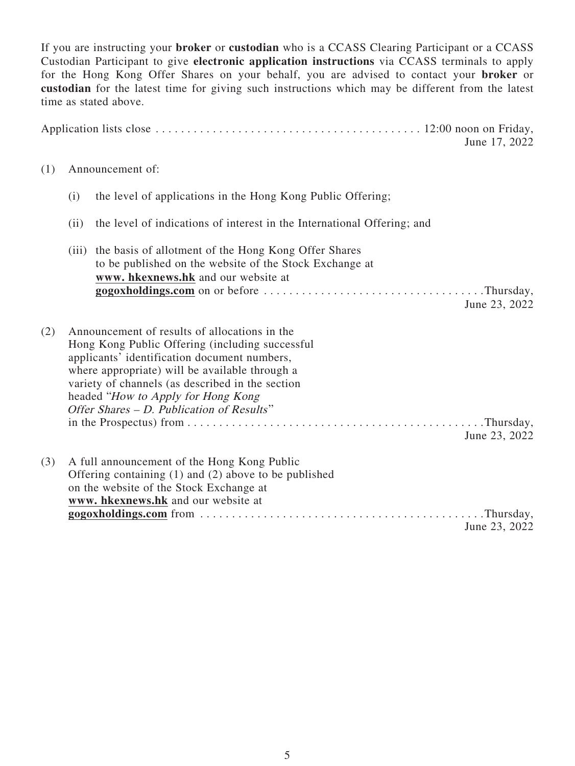If you are instructing your **broker** or **custodian** who is a CCASS Clearing Participant or a CCASS Custodian Participant to give **electronic application instructions** via CCASS terminals to apply for the Hong Kong Offer Shares on your behalf, you are advised to contact your **broker** or **custodian** for the latest time for giving such instructions which may be different from the latest time as stated above.

Application lists close . . . . . . . . . . . . . . . . . . . . . . . . . . . . . . . . . . . . . . . . . 12:00 noon on Friday, June 17, 2022

(1) Announcement of:

(i) the level of applications in the Hong Kong Public Offering;

(ii) the level of indications of interest in the International Offering; and

(iii) the basis of allotment of the Hong Kong Offer Shares to be published on the website of the Stock Exchange at **www. hkexnews.hk** and our website at **gogoxholdings.com** on or before . . . . . . . . . . . . . . . . . . . . . . . . . . . . . . . . . . Thursday, June 23, 2022

(2) Announcement of results of allocations in the Hong Kong Public Offering (including successful applicants' identification document numbers, where appropriate) will be available through a variety of channels (as described in the section headed "*How to Apply for Hong Kong Offer Shares – D. Publication of Results*" in the Prospectus) from . . . . . . . . . . . . . . . . . . . . . . . . . . . . . . . . . . . . . . . . . . . . Thursday, June 23, 2022

(3) A full announcement of the Hong Kong Public Offering containing (1) and (2) above to be published on the website of the Stock Exchange at **www. hkexnews.hk** and our website at **gogoxholdings.com** from . . . . . . . . . . . . . . . . . . . . . . . . . . . . . . . . . . . . . . . . . . . Thursday, June 23, 2022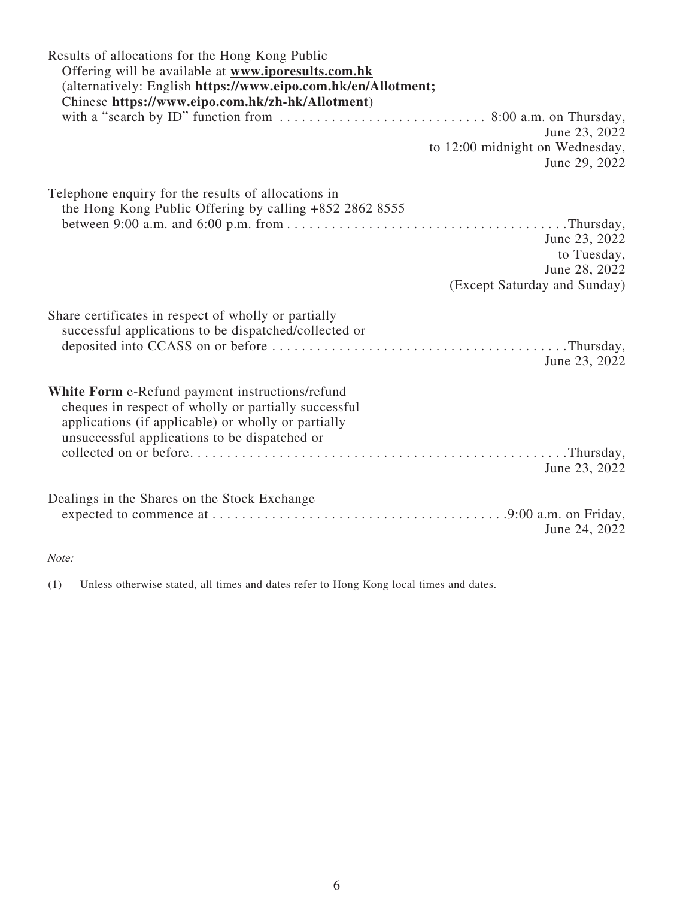| | |
|---|---|
| Results of allocations for the Hong Kong Public Offering will be available at **www.iporesults.com.hk** (alternatively: English **https://www.eipo.com.hk/en/Allotment;** Chinese **https://www.eipo.com.hk/zh-hk/Allotment**) with a "search by ID" function from | 8:00 a.m. on Thursday, June 23, 2022 to 12:00 midnight on Wednesday, June 29, 2022 |
| Telephone enquiry for the results of allocations in the Hong Kong Public Offering by calling +852 2862 8555 between 9:00 a.m. and 6:00 p.m. from | Thursday, June 23, 2022 to Tuesday, June 28, 2022 (Except Saturday and Sunday) |
| Share certificates in respect of wholly or partially successful applications to be dispatched/collected or deposited into CCASS on or before | Thursday, June 23, 2022 |
| **White Form** e-Refund payment instructions/refund cheques in respect of wholly or partially successful applications (if applicable) or wholly or partially unsuccessful applications to be dispatched or collected on or before | Thursday, June 23, 2022 |
| Dealings in the Shares on the Stock Exchange expected to commence at | 9:00 a.m. on Friday, June 24, 2022 |

*Note:*

(1) Unless otherwise stated, all times and dates refer to Hong Kong local times and dates.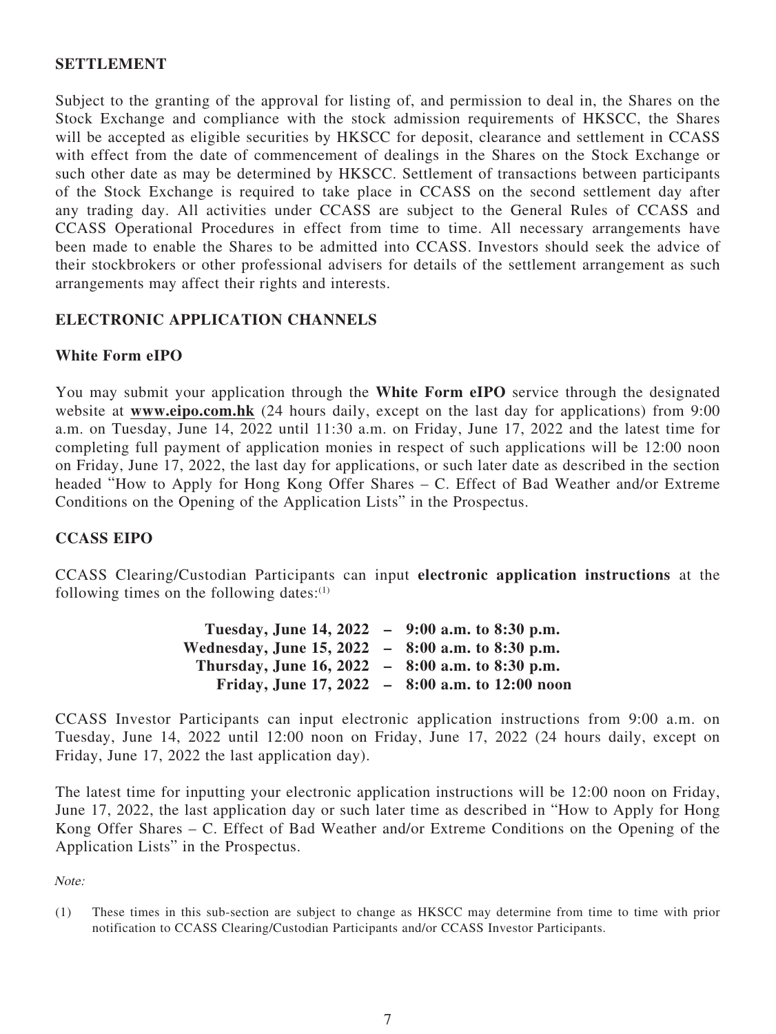## SETTLEMENT

Subject to the granting of the approval for listing of, and permission to deal in, the Shares on the Stock Exchange and compliance with the stock admission requirements of HKSCC, the Shares will be accepted as eligible securities by HKSCC for deposit, clearance and settlement in CCASS with effect from the date of commencement of dealings in the Shares on the Stock Exchange or such other date as may be determined by HKSCC. Settlement of transactions between participants of the Stock Exchange is required to take place in CCASS on the second settlement day after any trading day. All activities under CCASS are subject to the General Rules of CCASS and CCASS Operational Procedures in effect from time to time. All necessary arrangements have been made to enable the Shares to be admitted into CCASS. Investors should seek the advice of their stockbrokers or other professional advisers for details of the settlement arrangement as such arrangements may affect their rights and interests.

## ELECTRONIC APPLICATION CHANNELS

### White Form eIPO

You may submit your application through the **White Form eIPO** service through the designated website at **www.eipo.com.hk** (24 hours daily, except on the last day for applications) from 9:00 a.m. on Tuesday, June 14, 2022 until 11:30 a.m. on Friday, June 17, 2022 and the latest time for completing full payment of application monies in respect of such applications will be 12:00 noon on Friday, June 17, 2022, the last day for applications, or such later date as described in the section headed "How to Apply for Hong Kong Offer Shares – C. Effect of Bad Weather and/or Extreme Conditions on the Opening of the Application Lists" in the Prospectus.

### CCASS EIPO

CCASS Clearing/Custodian Participants can input **electronic application instructions** at the following times on the following dates:[(1)]

**Tuesday, June 14, 2022 – 9:00 a.m. to 8:30 p.m.**
**Wednesday, June 15, 2022 – 8:00 a.m. to 8:30 p.m.**
**Thursday, June 16, 2022 – 8:00 a.m. to 8:30 p.m.**
**Friday, June 17, 2022 – 8:00 a.m. to 12:00 noon**

CCASS Investor Participants can input electronic application instructions from 9:00 a.m. on Tuesday, June 14, 2022 until 12:00 noon on Friday, June 17, 2022 (24 hours daily, except on Friday, June 17, 2022 the last application day).

The latest time for inputting your electronic application instructions will be 12:00 noon on Friday, June 17, 2022, the last application day or such later time as described in "How to Apply for Hong Kong Offer Shares – C. Effect of Bad Weather and/or Extreme Conditions on the Opening of the Application Lists" in the Prospectus.

*Note:*

(1) These times in this sub-section are subject to change as HKSCC may determine from time to time with prior notification to CCASS Clearing/Custodian Participants and/or CCASS Investor Participants.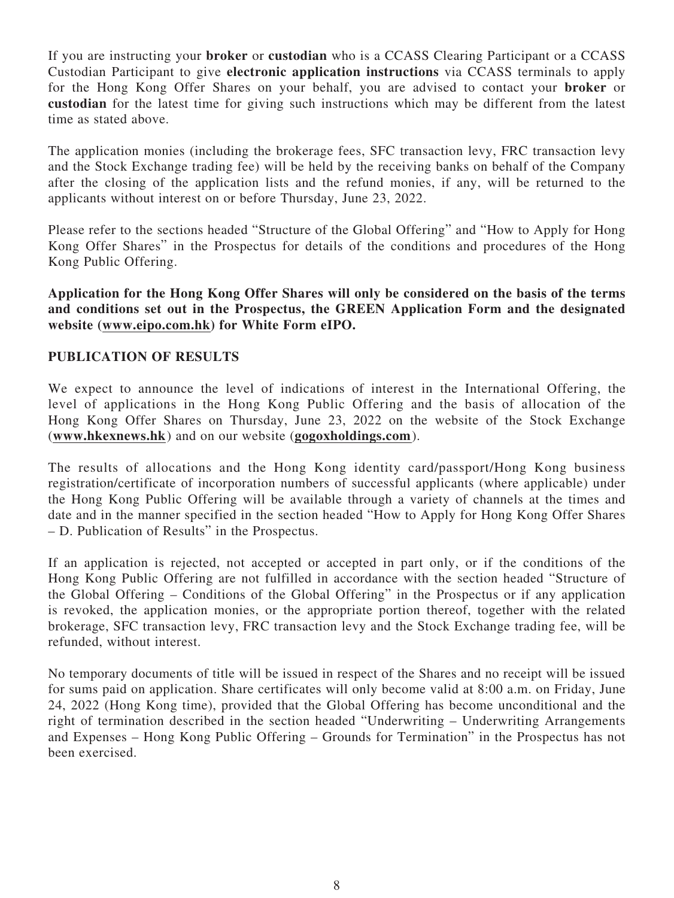If you are instructing your **broker** or **custodian** who is a CCASS Clearing Participant or a CCASS Custodian Participant to give **electronic application instructions** via CCASS terminals to apply for the Hong Kong Offer Shares on your behalf, you are advised to contact your **broker** or **custodian** for the latest time for giving such instructions which may be different from the latest time as stated above.

The application monies (including the brokerage fees, SFC transaction levy, FRC transaction levy and the Stock Exchange trading fee) will be held by the receiving banks on behalf of the Company after the closing of the application lists and the refund monies, if any, will be returned to the applicants without interest on or before Thursday, June 23, 2022.

Please refer to the sections headed "Structure of the Global Offering" and "How to Apply for Hong Kong Offer Shares" in the Prospectus for details of the conditions and procedures of the Hong Kong Public Offering.

**Application for the Hong Kong Offer Shares will only be considered on the basis of the terms and conditions set out in the Prospectus, the GREEN Application Form and the designated website (www.eipo.com.hk) for White Form eIPO.**

## PUBLICATION OF RESULTS

We expect to announce the level of indications of interest in the International Offering, the level of applications in the Hong Kong Public Offering and the basis of allocation of the Hong Kong Offer Shares on Thursday, June 23, 2022 on the website of the Stock Exchange (**www.hkexnews.hk**) and on our website (**gogoxholdings.com**).

The results of allocations and the Hong Kong identity card/passport/Hong Kong business registration/certificate of incorporation numbers of successful applicants (where applicable) under the Hong Kong Public Offering will be available through a variety of channels at the times and date and in the manner specified in the section headed "How to Apply for Hong Kong Offer Shares – D. Publication of Results" in the Prospectus.

If an application is rejected, not accepted or accepted in part only, or if the conditions of the Hong Kong Public Offering are not fulfilled in accordance with the section headed "Structure of the Global Offering – Conditions of the Global Offering" in the Prospectus or if any application is revoked, the application monies, or the appropriate portion thereof, together with the related brokerage, SFC transaction levy, FRC transaction levy and the Stock Exchange trading fee, will be refunded, without interest.

No temporary documents of title will be issued in respect of the Shares and no receipt will be issued for sums paid on application. Share certificates will only become valid at 8:00 a.m. on Friday, June 24, 2022 (Hong Kong time), provided that the Global Offering has become unconditional and the right of termination described in the section headed "Underwriting – Underwriting Arrangements and Expenses – Hong Kong Public Offering – Grounds for Termination" in the Prospectus has not been exercised.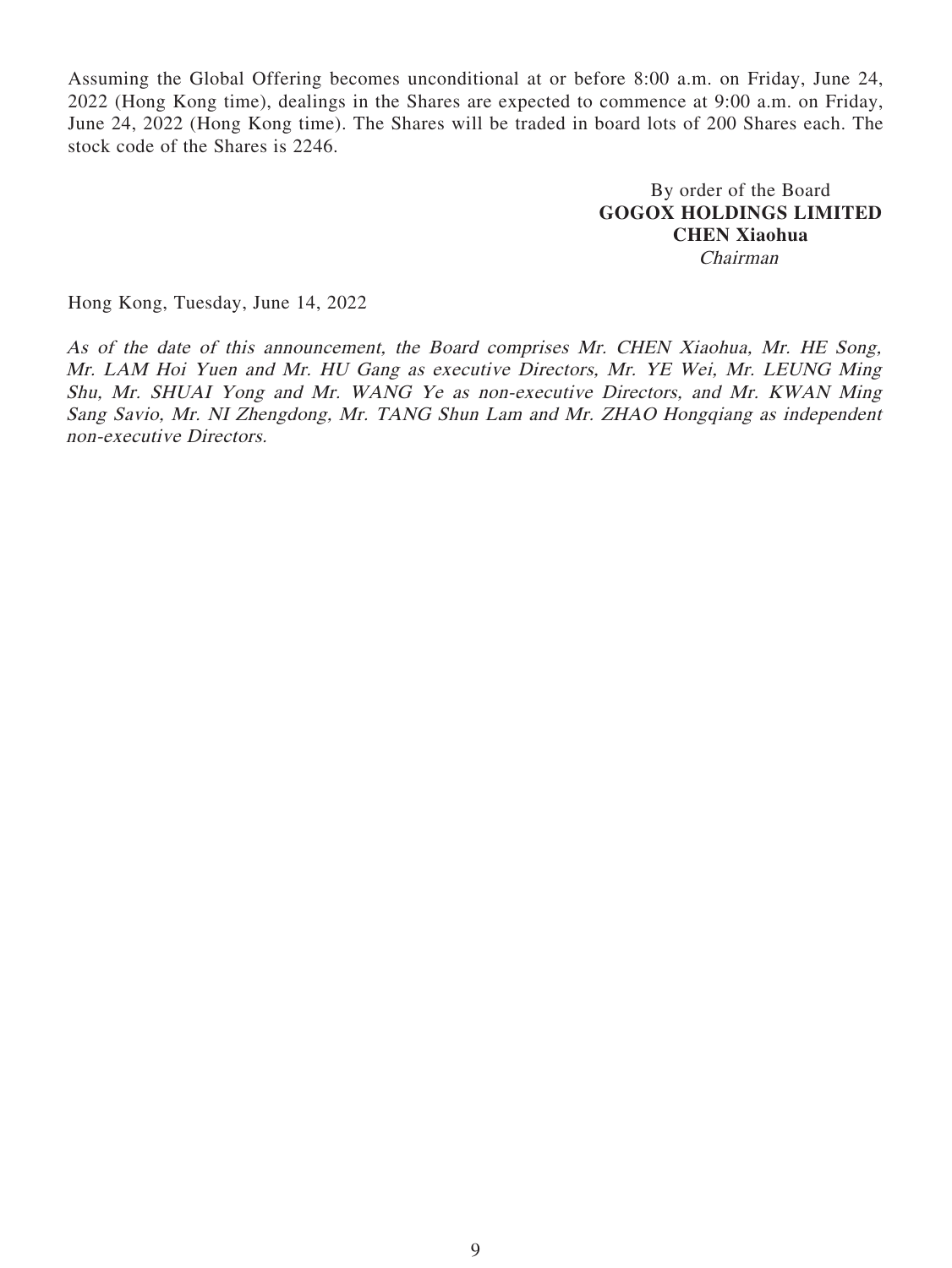Assuming the Global Offering becomes unconditional at or before 8:00 a.m. on Friday, June 24, 2022 (Hong Kong time), dealings in the Shares are expected to commence at 9:00 a.m. on Friday, June 24, 2022 (Hong Kong time). The Shares will be traded in board lots of 200 Shares each. The stock code of the Shares is 2246.

By order of the Board
**GOGOX HOLDINGS LIMITED**
**CHEN Xiaohua**
*Chairman*

Hong Kong, Tuesday, June 14, 2022

*As of the date of this announcement, the Board comprises Mr. CHEN Xiaohua, Mr. HE Song, Mr. LAM Hoi Yuen and Mr. HU Gang as executive Directors, Mr. YE Wei, Mr. LEUNG Ming Shu, Mr. SHUAI Yong and Mr. WANG Ye as non-executive Directors, and Mr. KWAN Ming Sang Savio, Mr. NI Zhengdong, Mr. TANG Shun Lam and Mr. ZHAO Hongqiang as independent non-executive Directors.*